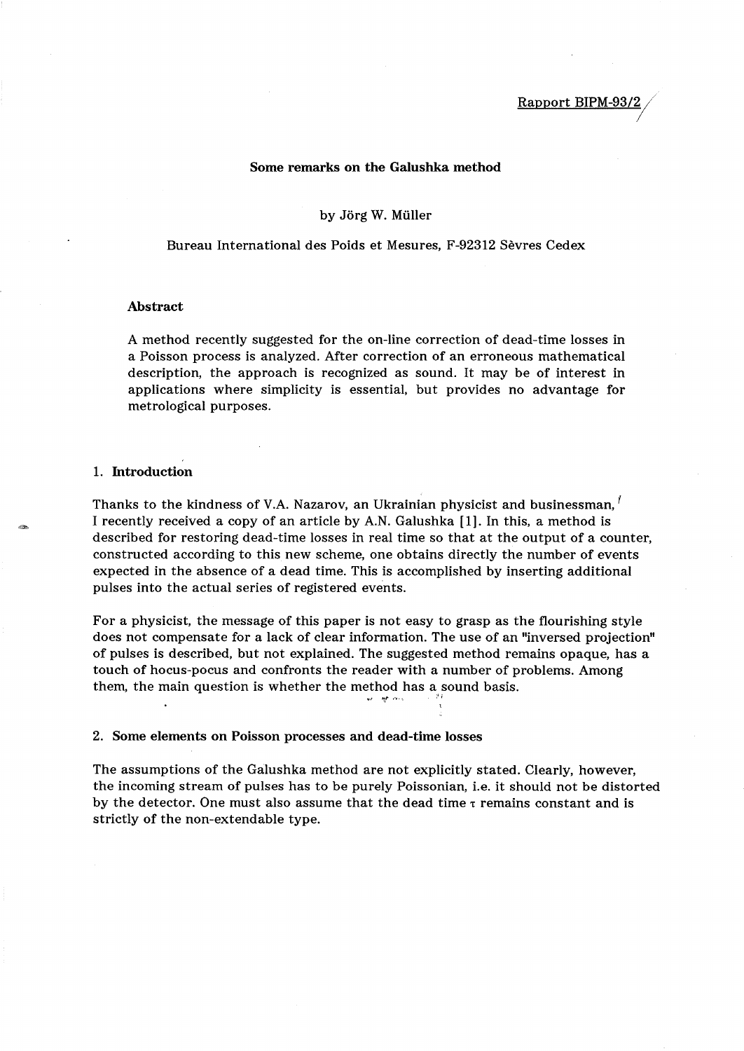Rapport BIPM-93/2

# Some remarks on the Galushka method

by Jörg W. Müller

Bureau International des Poids et Mesures, F-92312 Sèvres Cedex

### Abstract

A method recently suggested for the on-line correction of dead-time losses in a Poisson process is analyzed. After correction of an erroneous mathematical description, the approach is recognized as sound. It may be of interest in applications where simplicity is essential, but provides no advantage for metrological purposes.

## 1. Introduction

Thanks to the kindness of V.A. Nazarov, an Ukrainian physicist and businessman, I recently received a copy of an article by A.N. Galushka [1]. In this, a method is described for restoring dead-time losses in real time so that at the output of a counter, constructed according to this new scheme, one obtains directly the number of events expected in the absence of a dead time. This is accomplished by inserting additional pulses into the actual series of registered events.

For a physicist, the message of this paper is not easy to grasp as the flourishing style does not compensate for a lack of clear information. The use of an "inversed projection" of pulses is described, but not explained. The suggested method remains opaque, has a touch of hocus-pocus and confronts the reader with a number of problems. Among them, the main question is whether the method has a sound basis.

## 2. Some elements on Poisson processes and dead-time losses

The assumptions of the Galushka method are not explicitly stated. Clearly, however, the incoming stream of pulses has to be purely Poissonian, i.e. it should not be distorted by the detector. One must also assume that the dead time $\tau$ remains constant and is strictly of the non-extendable type.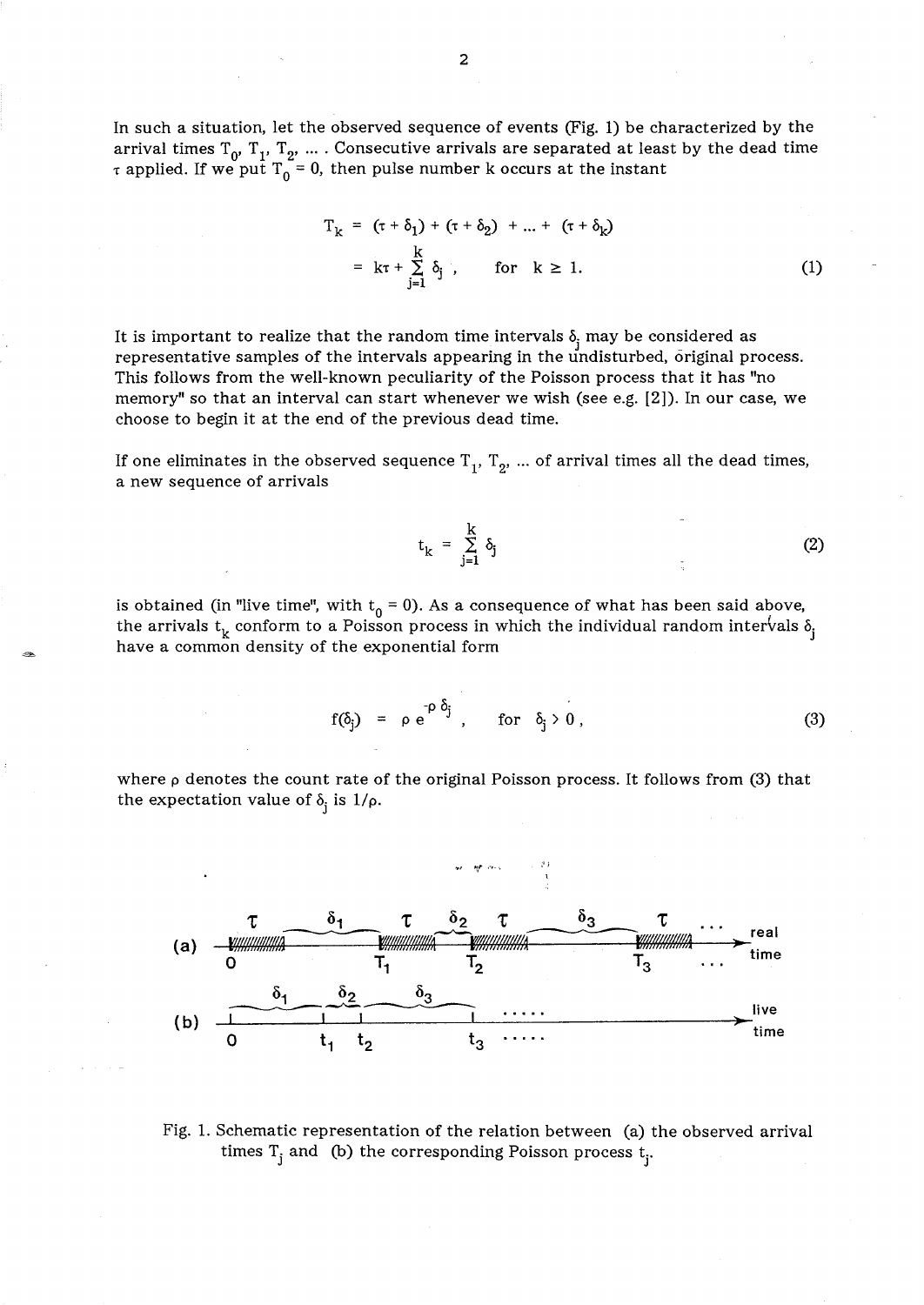In such a situation, let the observed sequence of events (Fig. 1) be characterized by the arrival times $T_0$, $T_1$, $T_2$, ... . Consecutive arrivals are separated at least by the dead time $\tau$ applied. If we put $T_0 = 0$, then pulse number k occurs at the instant

$$T_k = (\tau + \delta_1) + (\tau + \delta_2) + \ldots + (\tau + \delta_k)$$

$$= k\tau + \sum_{j=1}^{k} \delta_j , \qquad \text{for} \quad k \geq 1. \tag{1}$$

It is important to realize that the random time intervals $\delta_j$ may be considered as representative samples of the intervals appearing in the undisturbed, original process. This follows from the well-known peculiarity of the Poisson process that it has "no memory" so that an interval can start whenever we wish (see e.g. [2]). In our case, we choose to begin it at the end of the previous dead time.

If one eliminates in the observed sequence $T_1$, $T_2$, ... of arrival times all the dead times, a new sequence of arrivals

$$t_k = \sum_{j=1}^{k} \delta_j \tag{2}$$

is obtained (in "live time", with $t_0 = 0$). As a consequence of what has been said above, the arrivals $t_k$ conform to a Poisson process in which the individual random intervals $\delta_j$ have a common density of the exponential form

$$f(\delta_j) = \rho \, e^{-\rho \delta_j} , \qquad \text{for} \quad \delta_j > 0 , \tag{3}$$

where $\rho$ denotes the count rate of the original Poisson process. It follows from (3) that the expectation value of $\delta_j$ is $1/\rho$.

(a)
τ δ1 τ δ2 τ δ3 τ ...
0 T1 T2 T3 ...
real time

(b)
δ1 δ2 δ3
0 t1 t2 t3 .....
live time

Fig. 1. Schematic representation of the relation between (a) the observed arrival times $T_j$ and (b) the corresponding Poisson process $t_j$.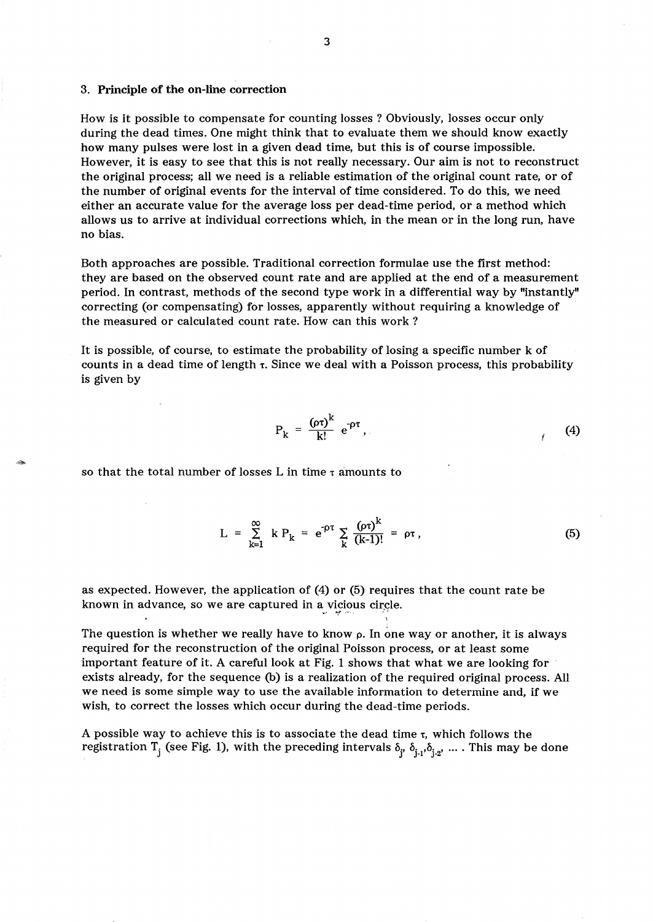### 3. **Principle of the on-line correction**

How is it possible to compensate for counting losses ? Obviously, losses occur only during the dead times. One might think that to evaluate them we should know exactly how many pulses were lost in a given dead time, but this is of course impossible. However, it is easy to see that this is not really necessary. Our aim is not to reconstruct the original process; all we need is a reliable estimation of the original count rate, or of the number of original events for the interval of time considered. To do this, we need either an accurate value for the average loss per dead-time period, or a method which allows us to arrive at individual corrections which, in the mean or in the long run, have no bias.

Both approaches are possible. Traditional correction formulae use the first method: they are based on the observed count rate and are applied at the end of a measurement period. In contrast, methods of the second type work in a differential way by "instantly" correcting (or compensating) for losses, apparently without requiring a knowledge of the measured or calculated count rate. How can this work ?

It is possible, of course, to estimate the probability of losing a specific number k of counts in a dead time of length $\tau$. Since we deal with a Poisson process, this probability is given by

$$P_k = \frac{(\rho\tau)^k}{k!} e^{-\rho\tau}, \tag{4}$$

so that the total number of losses L in time $\tau$ amounts to

$$L = \sum_{k=1}^{\infty} k P_k = e^{-\rho\tau} \sum_k \frac{(\rho\tau)^k}{(k-1)!} = \rho\tau, \tag{5}$$

as expected. However, the application of (4) or (5) requires that the count rate be known in advance, so we are captured in a vicious circle.

The question is whether we really have to know $\rho$. In one way or another, it is always required for the reconstruction of the original Poisson process, or at least some important feature of it. A careful look at Fig. 1 shows that what we are looking for exists already, for the sequence (b) is a realization of the required original process. All we need is some simple way to use the available information to determine and, if we wish, to correct the losses which occur during the dead-time periods.

A possible way to achieve this is to associate the dead time $\tau$, which follows the registration $T_j$ (see Fig. 1), with the preceding intervals $\delta_j$, $\delta_{j-1}$, $\delta_{j-2}$, ... . This may be done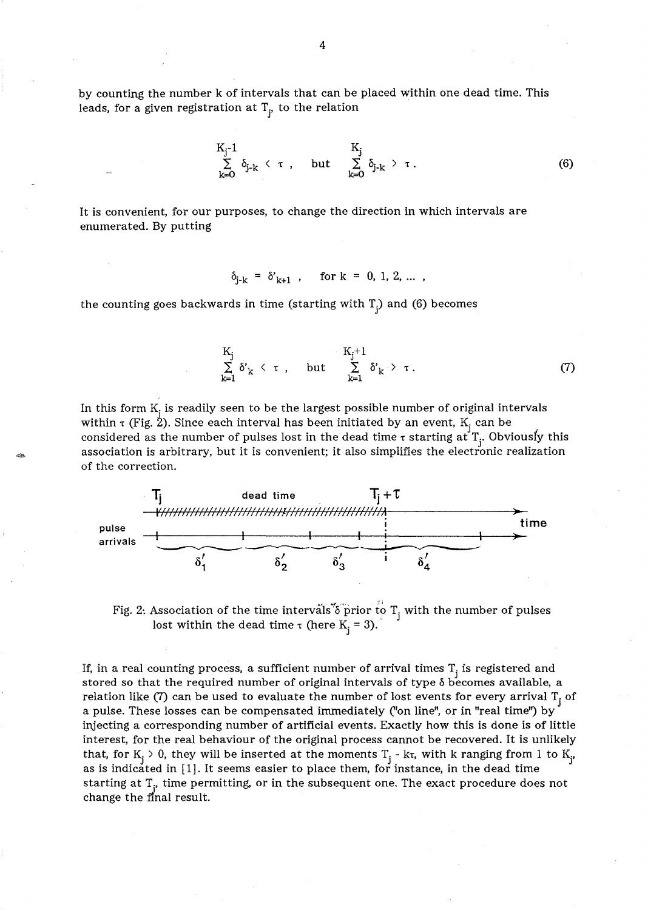by counting the number k of intervals that can be placed within one dead time. This leads, for a given registration at $T_j$, to the relation

$$\sum_{k=0}^{K_j-1} \delta_{j-k} < \tau , \quad \text{but} \quad \sum_{k=0}^{K_j} \delta_{j-k} > \tau . \tag{6}$$

It is convenient, for our purposes, to change the direction in which intervals are enumerated. By putting

$$\delta_{j-k} = \delta'_{k+1} , \quad \text{for } k = 0, 1, 2, \dots ,$$

the counting goes backwards in time (starting with $T_j$) and (6) becomes

$$\sum_{k=1}^{K_j} \delta'_k < \tau , \quad \text{but} \quad \sum_{k=1}^{K_j+1} \delta'_k > \tau . \tag{7}$$

In this form $K_j$ is readily seen to be the largest possible number of original intervals within $\tau$ (Fig. 2). Since each interval has been initiated by an event, $K_j$ can be considered as the number of pulses lost in the dead time $\tau$ starting at $T_j$. Obviously this association is arbitrary, but it is convenient; it also simplifies the electronic realization of the correction.

$T_j$ dead time $T_j + \tau$

time

pulse arrivals

$\delta'_1$ $\delta'_2$ $\delta'_3$ $\delta'_4$

Fig. 2: Association of the time intervals $\delta$ prior to $T_j$ with the number of pulses lost within the dead time $\tau$ (here $K_j = 3$).

If, in a real counting process, a sufficient number of arrival times $T_j$ is registered and stored so that the required number of original intervals of type $\delta$ becomes available, a relation like (7) can be used to evaluate the number of lost events for every arrival $T_j$ of a pulse. These losses can be compensated immediately ("on line", or in "real time") by injecting a corresponding number of artificial events. Exactly how this is done is of little interest, for the real behaviour of the original process cannot be recovered. It is unlikely that, for $K_j > 0$, they will be inserted at the moments $T_j - k\tau$, with k ranging from 1 to $K_j$, as is indicated in [1]. It seems easier to place them, for instance, in the dead time starting at $T_j$, time permitting, or in the subsequent one. The exact procedure does not change the final result.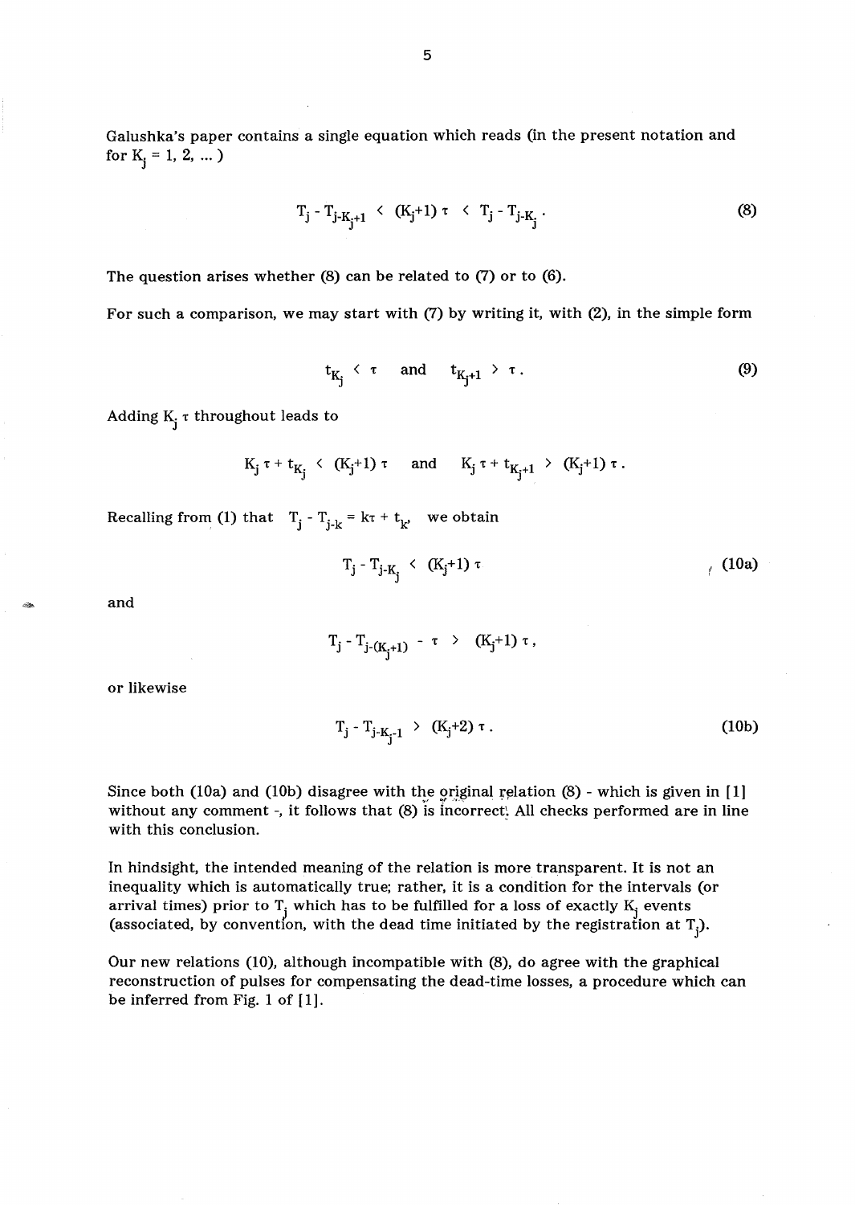Galushka's paper contains a single equation which reads (in the present notation and for $K_j = 1, 2, \ldots$ )

$$T_j - T_{j-K_j+1} < (K_j+1)\,\tau < T_j - T_{j-K_j}\,. \tag{8}$$

The question arises whether (8) can be related to (7) or to (6).

For such a comparison, we may start with (7) by writing it, with (2), in the simple form

$$t_{K_j} < \tau \quad \text{and} \quad t_{K_j+1} > \tau\,. \tag{9}$$

Adding $K_j\,\tau$ throughout leads to

$$K_j\,\tau + t_{K_j} < (K_j+1)\,\tau \quad \text{and} \quad K_j\,\tau + t_{K_j+1} > (K_j+1)\,\tau\,.$$

Recalling from (1) that $T_j - T_{j-k} = k\tau + t_k$, we obtain

$$T_j - T_{j-K_j} < (K_j+1)\,\tau \tag{10a}$$

and

$$T_j - T_{j-(K_j+1)} - \tau > (K_j+1)\,\tau\,,$$

or likewise

$$T_j - T_{j-K_j-1} > (K_j+2)\,\tau\,. \tag{10b}$$

Since both (10a) and (10b) disagree with the original relation (8) - which is given in [1] without any comment -, it follows that (8) is incorrect. All checks performed are in line with this conclusion.

In hindsight, the intended meaning of the relation is more transparent. It is not an inequality which is automatically true; rather, it is a condition for the intervals (or arrival times) prior to $T_j$ which has to be fulfilled for a loss of exactly $K_j$ events (associated, by convention, with the dead time initiated by the registration at $T_j$).

Our new relations (10), although incompatible with (8), do agree with the graphical reconstruction of pulses for compensating the dead-time losses, a procedure which can be inferred from Fig. 1 of [1].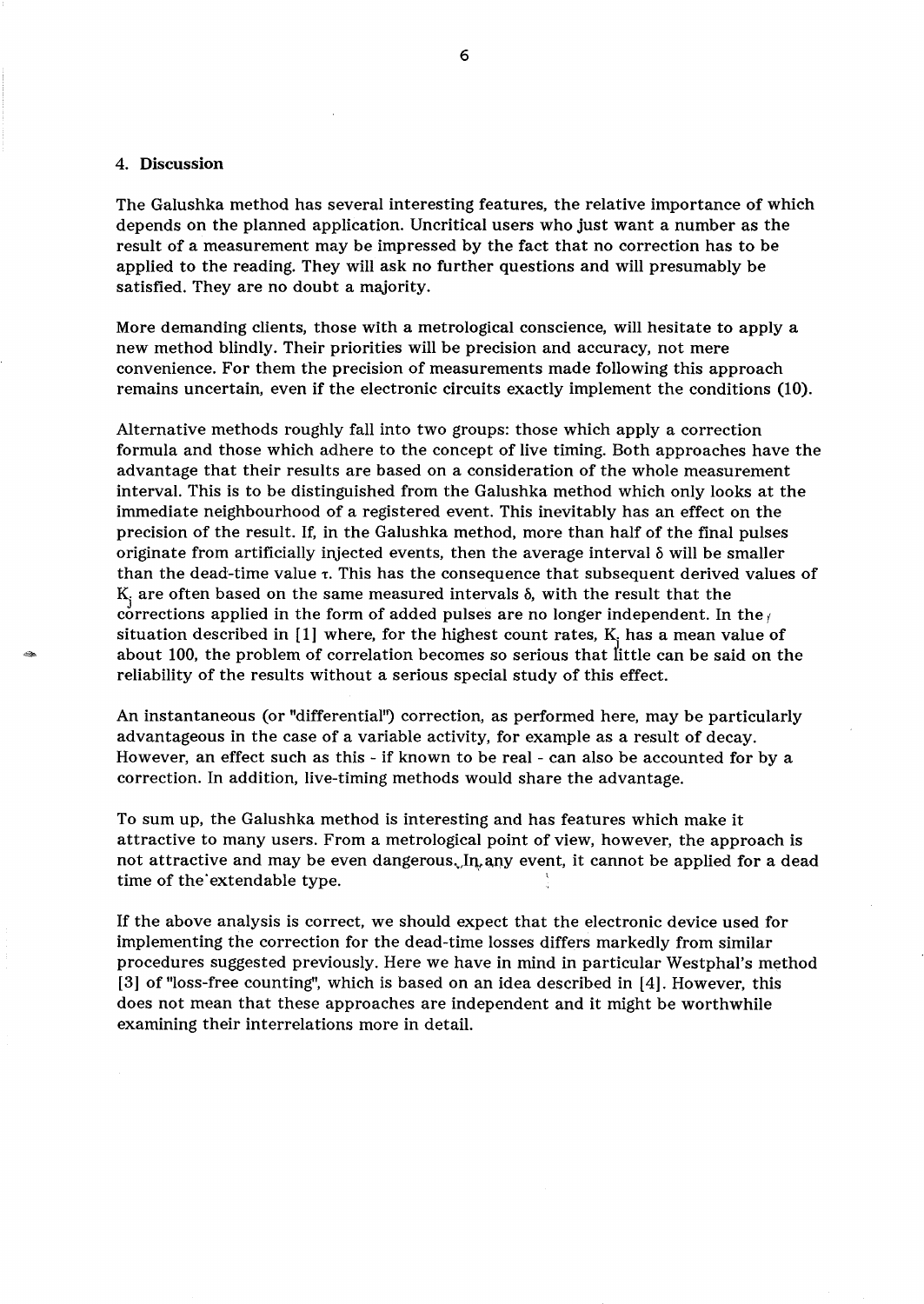## 4. Discussion

The Galushka method has several interesting features, the relative importance of which depends on the planned application. Uncritical users who just want a number as the result of a measurement may be impressed by the fact that no correction has to be applied to the reading. They will ask no further questions and will presumably be satisfied. They are no doubt a majority.

More demanding clients, those with a metrological conscience, will hesitate to apply a new method blindly. Their priorities will be precision and accuracy, not mere convenience. For them the precision of measurements made following this approach remains uncertain, even if the electronic circuits exactly implement the conditions (10).

Alternative methods roughly fall into two groups: those which apply a correction formula and those which adhere to the concept of live timing. Both approaches have the advantage that their results are based on a consideration of the whole measurement interval. This is to be distinguished from the Galushka method which only looks at the immediate neighbourhood of a registered event. This inevitably has an effect on the precision of the result. If, in the Galushka method, more than half of the final pulses originate from artificially injected events, then the average interval $\delta$ will be smaller than the dead-time value $\tau$. This has the consequence that subsequent derived values of $K_j$ are often based on the same measured intervals $\delta$, with the result that the corrections applied in the form of added pulses are no longer independent. In the situation described in [1] where, for the highest count rates, $K_j$ has a mean value of about 100, the problem of correlation becomes so serious that little can be said on the reliability of the results without a serious special study of this effect.

An instantaneous (or "differential") correction, as performed here, may be particularly advantageous in the case of a variable activity, for example as a result of decay. However, an effect such as this - if known to be real - can also be accounted for by a correction. In addition, live-timing methods would share the advantage.

To sum up, the Galushka method is interesting and has features which make it attractive to many users. From a metrological point of view, however, the approach is not attractive and may be even dangerous. In any event, it cannot be applied for a dead time of the extendable type.

If the above analysis is correct, we should expect that the electronic device used for implementing the correction for the dead-time losses differs markedly from similar procedures suggested previously. Here we have in mind in particular Westphal's method [3] of "loss-free counting", which is based on an idea described in [4]. However, this does not mean that these approaches are independent and it might be worthwhile examining their interrelations more in detail.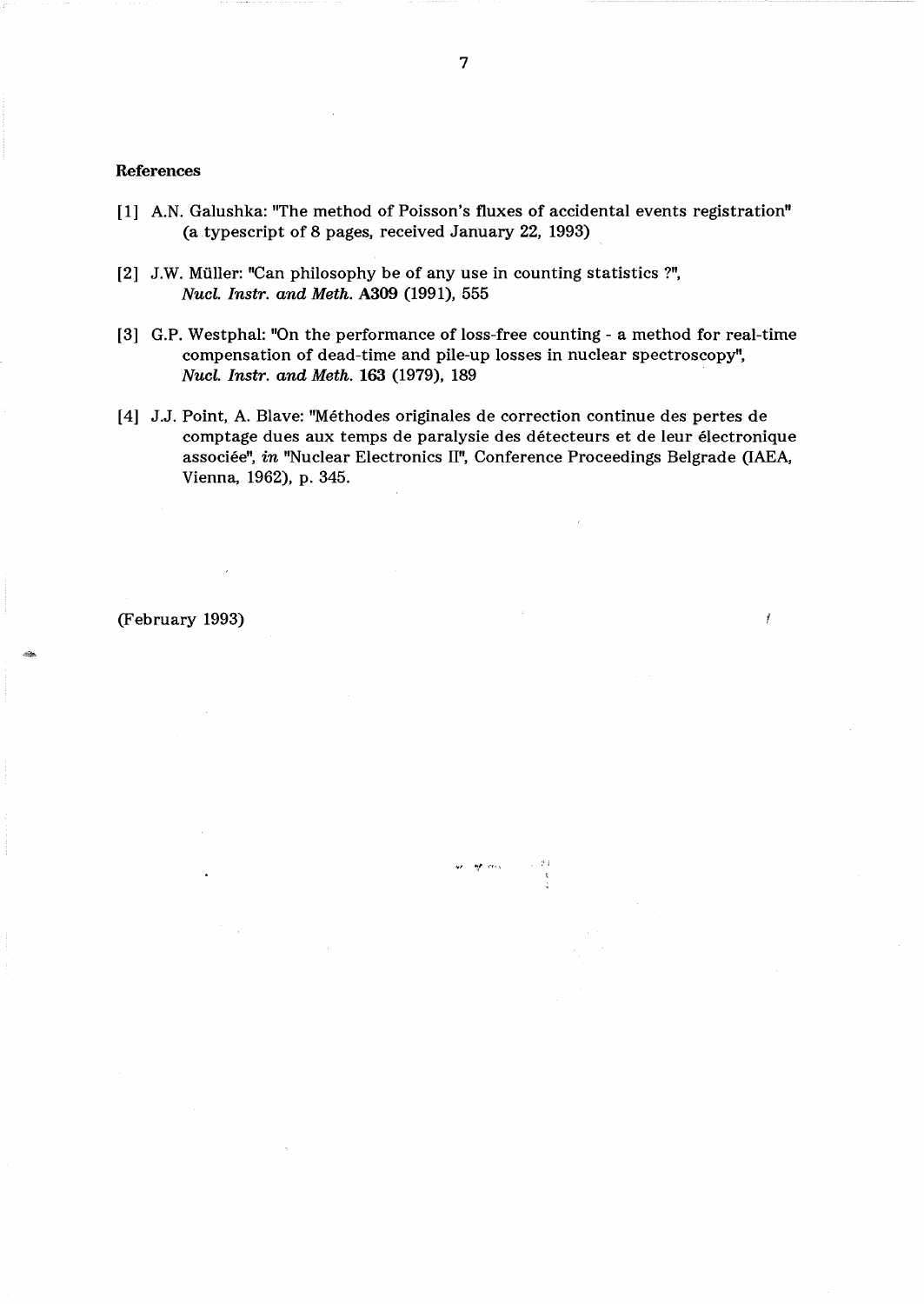## References

[1] A.N. Galushka: "The method of Poisson's fluxes of accidental events registration" (a typescript of 8 pages, received January 22, 1993)

[2] J.W. Müller: "Can philosophy be of any use in counting statistics ?", *Nucl. Instr. and Meth.* **A309** (1991), 555

[3] G.P. Westphal: "On the performance of loss-free counting - a method for real-time compensation of dead-time and pile-up losses in nuclear spectroscopy", *Nucl. Instr. and Meth.* **163** (1979), 189

[4] J.J. Point, A. Blave: "Méthodes originales de correction continue des pertes de comptage dues aux temps de paralysie des détecteurs et de leur électronique associée", *in* "Nuclear Electronics II", Conference Proceedings Belgrade (IAEA, Vienna, 1962), p. 345.

(February 1993)